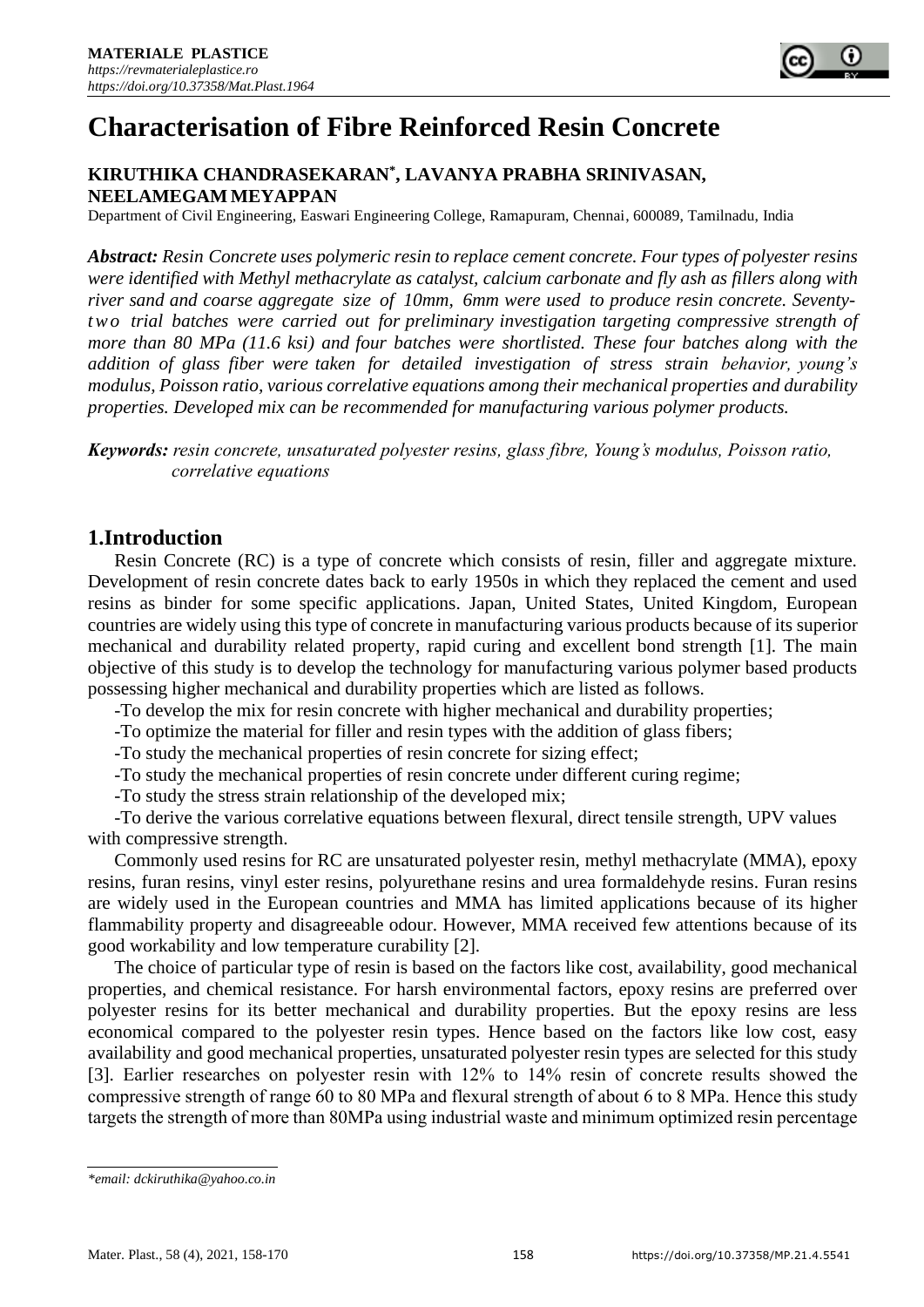# Characterisation of Fibre Reinforced Resin Concrete

**KIRUTHIKA CHANDRASEKARAN\*, LAVANYA PRABHA SRINIVASAN, NEELAMEGAM MEYAPPAN**

Department of Civil Engineering, Easwari Engineering College, Ramapuram, Chennai, 600089, Tamilnadu, India

***Abstract:*** *Resin Concrete uses polymeric resin to replace cement concrete. Four types of polyester resins were identified with Methyl methacrylate as catalyst, calcium carbonate and fly ash as fillers along with river sand and coarse aggregate size of 10mm, 6mm were used to produce resin concrete. Seventy-two trial batches were carried out for preliminary investigation targeting compressive strength of more than 80 MPa (11.6 ksi) and four batches were shortlisted. These four batches along with the addition of glass fiber were taken for detailed investigation of stress strain behavior, young's modulus, Poisson ratio, various correlative equations among their mechanical properties and durability properties. Developed mix can be recommended for manufacturing various polymer products.*

***Keywords:*** *resin concrete, unsaturated polyester resins, glass fibre, Young's modulus, Poisson ratio, correlative equations*

## 1.Introduction

Resin Concrete (RC) is a type of concrete which consists of resin, filler and aggregate mixture. Development of resin concrete dates back to early 1950s in which they replaced the cement and used resins as binder for some specific applications. Japan, United States, United Kingdom, European countries are widely using this type of concrete in manufacturing various products because of its superior mechanical and durability related property, rapid curing and excellent bond strength [1]. The main objective of this study is to develop the technology for manufacturing various polymer based products possessing higher mechanical and durability properties which are listed as follows.

-To develop the mix for resin concrete with higher mechanical and durability properties;

-To optimize the material for filler and resin types with the addition of glass fibers;

-To study the mechanical properties of resin concrete for sizing effect;

-To study the mechanical properties of resin concrete under different curing regime;

-To study the stress strain relationship of the developed mix;

-To derive the various correlative equations between flexural, direct tensile strength, UPV values with compressive strength.

Commonly used resins for RC are unsaturated polyester resin, methyl methacrylate (MMA), epoxy resins, furan resins, vinyl ester resins, polyurethane resins and urea formaldehyde resins. Furan resins are widely used in the European countries and MMA has limited applications because of its higher flammability property and disagreeable odour. However, MMA received few attentions because of its good workability and low temperature curability [2].

The choice of particular type of resin is based on the factors like cost, availability, good mechanical properties, and chemical resistance. For harsh environmental factors, epoxy resins are preferred over polyester resins for its better mechanical and durability properties. But the epoxy resins are less economical compared to the polyester resin types. Hence based on the factors like low cost, easy availability and good mechanical properties, unsaturated polyester resin types are selected for this study [3]. Earlier researches on polyester resin with 12% to 14% resin of concrete results showed the compressive strength of range 60 to 80 MPa and flexural strength of about 6 to 8 MPa. Hence this study targets the strength of more than 80MPa using industrial waste and minimum optimized resin percentage

*\*email: dckiruthika@yahoo.co.in*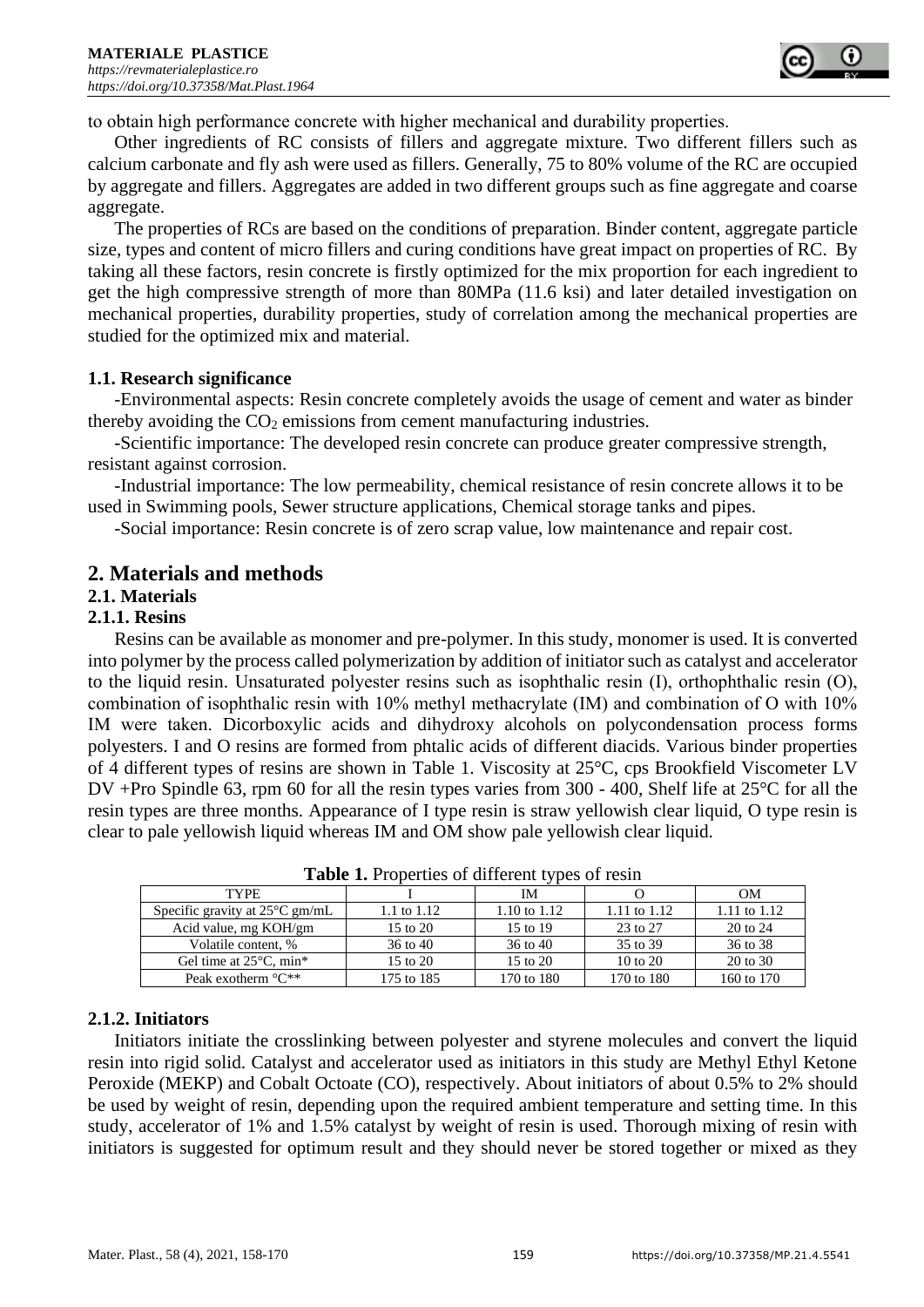to obtain high performance concrete with higher mechanical and durability properties.

Other ingredients of RC consists of fillers and aggregate mixture. Two different fillers such as calcium carbonate and fly ash were used as fillers. Generally, 75 to 80% volume of the RC are occupied by aggregate and fillers. Aggregates are added in two different groups such as fine aggregate and coarse aggregate.

The properties of RCs are based on the conditions of preparation. Binder content, aggregate particle size, types and content of micro fillers and curing conditions have great impact on properties of RC. By taking all these factors, resin concrete is firstly optimized for the mix proportion for each ingredient to get the high compressive strength of more than 80MPa (11.6 ksi) and later detailed investigation on mechanical properties, durability properties, study of correlation among the mechanical properties are studied for the optimized mix and material.

### 1.1. Research significance

-Environmental aspects: Resin concrete completely avoids the usage of cement and water as binder thereby avoiding the $CO_2$ emissions from cement manufacturing industries.

-Scientific importance: The developed resin concrete can produce greater compressive strength, resistant against corrosion.

-Industrial importance: The low permeability, chemical resistance of resin concrete allows it to be used in Swimming pools, Sewer structure applications, Chemical storage tanks and pipes.

-Social importance: Resin concrete is of zero scrap value, low maintenance and repair cost.

## 2. Materials and methods

### 2.1. Materials

#### 2.1.1. Resins

Resins can be available as monomer and pre-polymer. In this study, monomer is used. It is converted into polymer by the process called polymerization by addition of initiator such as catalyst and accelerator to the liquid resin. Unsaturated polyester resins such as isophthalic resin (I), orthophthalic resin (O), combination of isophthalic resin with 10% methyl methacrylate (IM) and combination of O with 10% IM were taken. Dicorboxylic acids and dihydroxy alcohols on polycondensation process forms polyesters. I and O resins are formed from phtalic acids of different diacids. Various binder properties of 4 different types of resins are shown in Table 1. Viscosity at 25°C, cps Brookfield Viscometer LV DV +Pro Spindle 63, rpm 60 for all the resin types varies from 300 - 400, Shelf life at 25°C for all the resin types are three months. Appearance of I type resin is straw yellowish clear liquid, O type resin is clear to pale yellowish liquid whereas IM and OM show pale yellowish clear liquid.

**Table 1.** Properties of different types of resin

| TYPE | I | IM | O | OM |
|---|---|---|---|---|
| Specific gravity at 25°C gm/mL | 1.1 to 1.12 | 1.10 to 1.12 | 1.11 to 1.12 | 1.11 to 1.12 |
| Acid value, mg KOH/gm | 15 to 20 | 15 to 19 | 23 to 27 | 20 to 24 |
| Volatile content, % | 36 to 40 | 36 to 40 | 35 to 39 | 36 to 38 |
| Gel time at 25°C, min* | 15 to 20 | 15 to 20 | 10 to 20 | 20 to 30 |
| Peak exotherm °C** | 175 to 185 | 170 to 180 | 170 to 180 | 160 to 170 |

#### 2.1.2. Initiators

Initiators initiate the crosslinking between polyester and styrene molecules and convert the liquid resin into rigid solid. Catalyst and accelerator used as initiators in this study are Methyl Ethyl Ketone Peroxide (MEKP) and Cobalt Octoate (CO), respectively. About initiators of about 0.5% to 2% should be used by weight of resin, depending upon the required ambient temperature and setting time. In this study, accelerator of 1% and 1.5% catalyst by weight of resin is used. Thorough mixing of resin with initiators is suggested for optimum result and they should never be stored together or mixed as they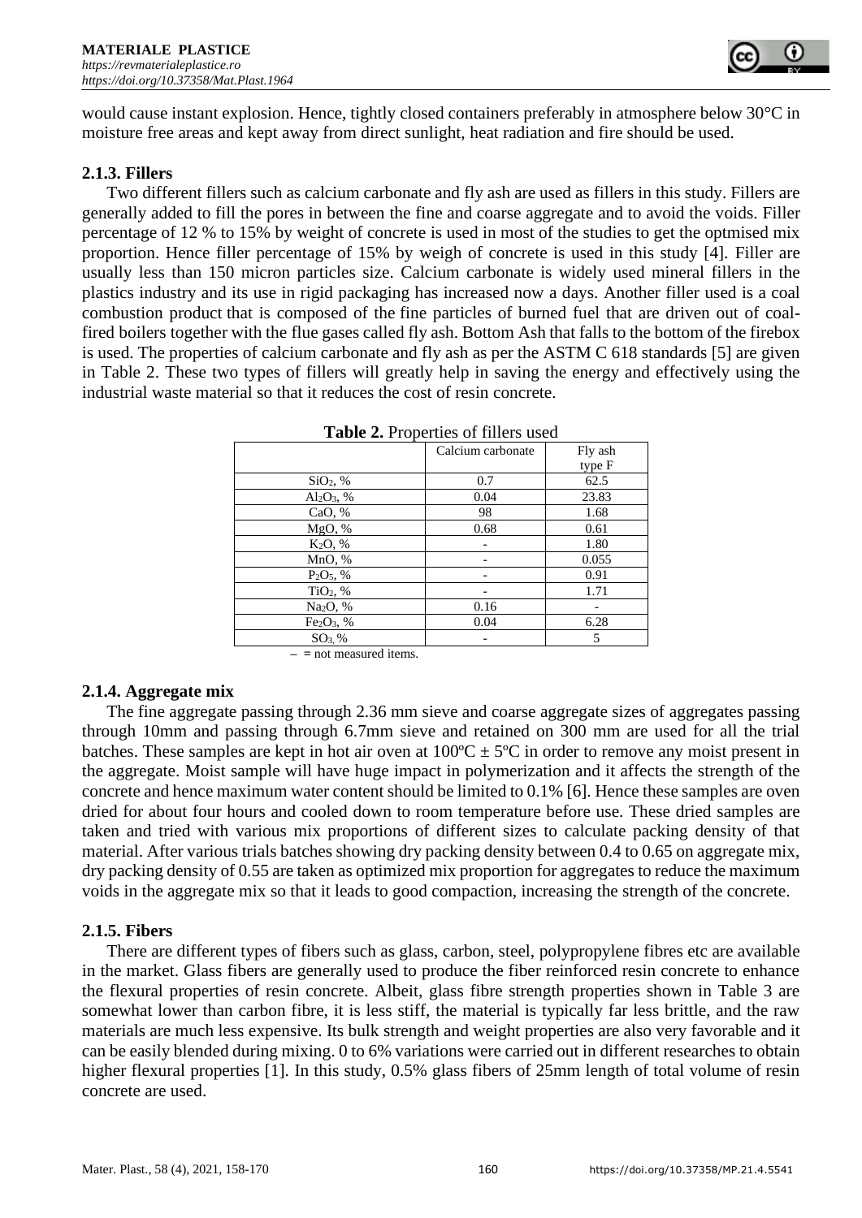would cause instant explosion. Hence, tightly closed containers preferably in atmosphere below 30°C in moisture free areas and kept away from direct sunlight, heat radiation and fire should be used.

### 2.1.3. Fillers

Two different fillers such as calcium carbonate and fly ash are used as fillers in this study. Fillers are generally added to fill the pores in between the fine and coarse aggregate and to avoid the voids. Filler percentage of 12 % to 15% by weight of concrete is used in most of the studies to get the optmised mix proportion. Hence filler percentage of 15% by weigh of concrete is used in this study [4]. Filler are usually less than 150 micron particles size. Calcium carbonate is widely used mineral fillers in the plastics industry and its use in rigid packaging has increased now a days. Another filler used is a coal combustion product that is composed of the fine particles of burned fuel that are driven out of coal-fired boilers together with the flue gases called fly ash. Bottom Ash that falls to the bottom of the firebox is used. The properties of calcium carbonate and fly ash as per the ASTM C 618 standards [5] are given in Table 2. These two types of fillers will greatly help in saving the energy and effectively using the industrial waste material so that it reduces the cost of resin concrete.

**Table 2.** Properties of fillers used

| | Calcium carbonate | Fly ash type F |
|---|---|---|
| $SiO_2$, % | 0.7 | 62.5 |
| $Al_2O_3$, % | 0.04 | 23.83 |
| CaO, % | 98 | 1.68 |
| MgO, % | 0.68 | 0.61 |
| $K_2O$, % | - | 1.80 |
| MnO, % | - | 0.055 |
| $P_2O_5$, % | - | 0.91 |
| $TiO_2$, % | - | 1.71 |
| $Na_2O$, % | 0.16 | - |
| $Fe_2O_3$, % | 0.04 | 6.28 |
| $SO_3$, % | - | 5 |

– = not measured items.

### 2.1.4. Aggregate mix

The fine aggregate passing through 2.36 mm sieve and coarse aggregate sizes of aggregates passing through 10mm and passing through 6.7mm sieve and retained on 300 mm are used for all the trial batches. These samples are kept in hot air oven at 100ºC ± 5ºC in order to remove any moist present in the aggregate. Moist sample will have huge impact in polymerization and it affects the strength of the concrete and hence maximum water content should be limited to 0.1% [6]. Hence these samples are oven dried for about four hours and cooled down to room temperature before use. These dried samples are taken and tried with various mix proportions of different sizes to calculate packing density of that material. After various trials batches showing dry packing density between 0.4 to 0.65 on aggregate mix, dry packing density of 0.55 are taken as optimized mix proportion for aggregates to reduce the maximum voids in the aggregate mix so that it leads to good compaction, increasing the strength of the concrete.

### 2.1.5. Fibers

There are different types of fibers such as glass, carbon, steel, polypropylene fibres etc are available in the market. Glass fibers are generally used to produce the fiber reinforced resin concrete to enhance the flexural properties of resin concrete. Albeit, glass fibre strength properties shown in Table 3 are somewhat lower than carbon fibre, it is less stiff, the material is typically far less brittle, and the raw materials are much less expensive. Its bulk strength and weight properties are also very favorable and it can be easily blended during mixing. 0 to 6% variations were carried out in different researches to obtain higher flexural properties [1]. In this study, 0.5% glass fibers of 25mm length of total volume of resin concrete are used.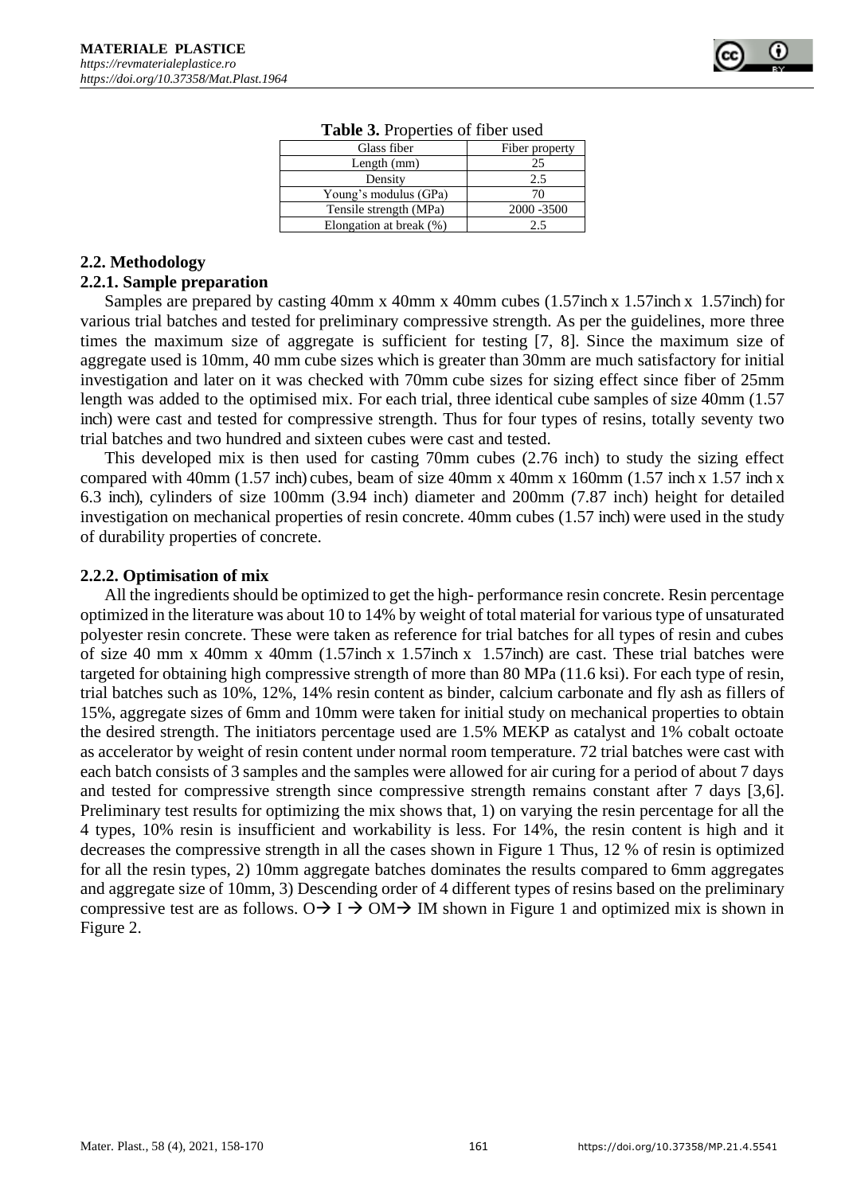**Table 3.** Properties of fiber used

| Glass fiber | Fiber property |
|---|---|
| Length (mm) | 25 |
| Density | 2.5 |
| Young's modulus (GPa) | 70 |
| Tensile strength (MPa) | 2000 -3500 |
| Elongation at break (%) | 2.5 |

### 2.2. Methodology

#### 2.2.1. Sample preparation

Samples are prepared by casting 40mm x 40mm x 40mm cubes (1.57inch x 1.57inch x 1.57inch) for various trial batches and tested for preliminary compressive strength. As per the guidelines, more three times the maximum size of aggregate is sufficient for testing [7, 8]. Since the maximum size of aggregate used is 10mm, 40 mm cube sizes which is greater than 30mm are much satisfactory for initial investigation and later on it was checked with 70mm cube sizes for sizing effect since fiber of 25mm length was added to the optimised mix. For each trial, three identical cube samples of size 40mm (1.57 inch) were cast and tested for compressive strength. Thus for four types of resins, totally seventy two trial batches and two hundred and sixteen cubes were cast and tested.

This developed mix is then used for casting 70mm cubes (2.76 inch) to study the sizing effect compared with 40mm (1.57 inch) cubes, beam of size 40mm x 40mm x 160mm (1.57 inch x 1.57 inch x 6.3 inch), cylinders of size 100mm (3.94 inch) diameter and 200mm (7.87 inch) height for detailed investigation on mechanical properties of resin concrete. 40mm cubes (1.57 inch) were used in the study of durability properties of concrete.

#### 2.2.2. Optimisation of mix

All the ingredients should be optimized to get the high- performance resin concrete. Resin percentage optimized in the literature was about 10 to 14% by weight of total material for various type of unsaturated polyester resin concrete. These were taken as reference for trial batches for all types of resin and cubes of size 40 mm x 40mm x 40mm (1.57inch x 1.57inch x 1.57inch) are cast. These trial batches were targeted for obtaining high compressive strength of more than 80 MPa (11.6 ksi). For each type of resin, trial batches such as 10%, 12%, 14% resin content as binder, calcium carbonate and fly ash as fillers of 15%, aggregate sizes of 6mm and 10mm were taken for initial study on mechanical properties to obtain the desired strength. The initiators percentage used are 1.5% MEKP as catalyst and 1% cobalt octoate as accelerator by weight of resin content under normal room temperature. 72 trial batches were cast with each batch consists of 3 samples and the samples were allowed for air curing for a period of about 7 days and tested for compressive strength since compressive strength remains constant after 7 days [3,6]. Preliminary test results for optimizing the mix shows that, 1) on varying the resin percentage for all the 4 types, 10% resin is insufficient and workability is less. For 14%, the resin content is high and it decreases the compressive strength in all the cases shown in Figure 1 Thus, 12 % of resin is optimized for all the resin types, 2) 10mm aggregate batches dominates the results compared to 6mm aggregates and aggregate size of 10mm, 3) Descending order of 4 different types of resins based on the preliminary compressive test are as follows. O→ I → OM→ IM shown in Figure 1 and optimized mix is shown in Figure 2.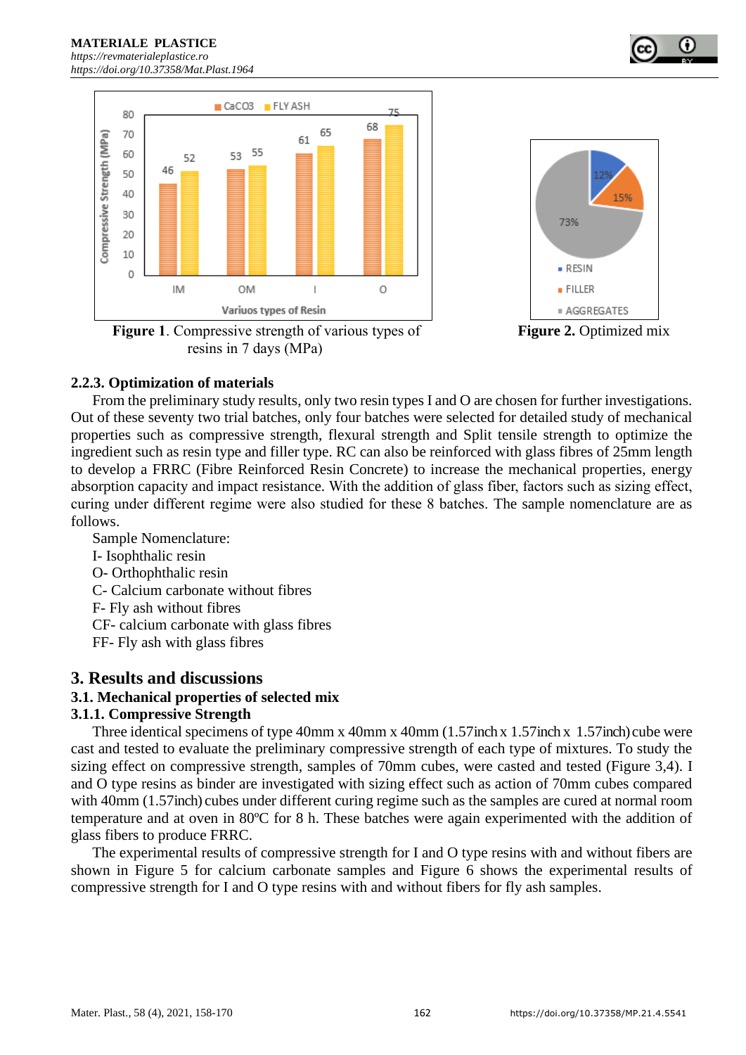**Figure 1**. Compressive strength of various types of resins in 7 days (MPa)

**Figure 2.** Optimized mix

### 2.2.3. Optimization of materials

From the preliminary study results, only two resin types I and O are chosen for further investigations. Out of these seventy two trial batches, only four batches were selected for detailed study of mechanical properties such as compressive strength, flexural strength and Split tensile strength to optimize the ingredient such as resin type and filler type. RC can also be reinforced with glass fibres of 25mm length to develop a FRRC (Fibre Reinforced Resin Concrete) to increase the mechanical properties, energy absorption capacity and impact resistance. With the addition of glass fiber, factors such as sizing effect, curing under different regime were also studied for these 8 batches. The sample nomenclature are as follows.

Sample Nomenclature:
I- Isophthalic resin
O- Orthophthalic resin
C- Calcium carbonate without fibres
F- Fly ash without fibres
CF- calcium carbonate with glass fibres
FF- Fly ash with glass fibres

## 3. Results and discussions

### 3.1. Mechanical properties of selected mix

### 3.1.1. Compressive Strength

Three identical specimens of type 40mm x 40mm x 40mm (1.57inch x 1.57inch x 1.57inch) cube were cast and tested to evaluate the preliminary compressive strength of each type of mixtures. To study the sizing effect on compressive strength, samples of 70mm cubes, were casted and tested (Figure 3,4). I and O type resins as binder are investigated with sizing effect such as action of 70mm cubes compared with 40mm (1.57inch) cubes under different curing regime such as the samples are cured at normal room temperature and at oven in 80ºC for 8 h. These batches were again experimented with the addition of glass fibers to produce FRRC.

The experimental results of compressive strength for I and O type resins with and without fibers are shown in Figure 5 for calcium carbonate samples and Figure 6 shows the experimental results of compressive strength for I and O type resins with and without fibers for fly ash samples.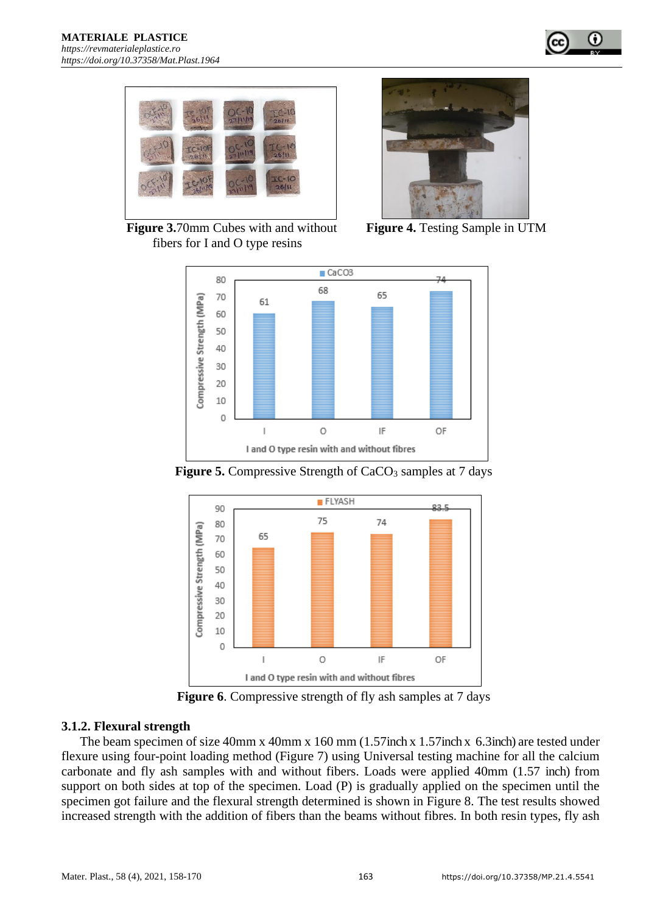**Figure 3.** 70mm Cubes with and without fibers for I and O type resins

**Figure 4.** Testing Sample in UTM

**Figure 5.** Compressive Strength of $CaCO_3$ samples at 7 days

**Figure 6**. Compressive strength of fly ash samples at 7 days

### 3.1.2. Flexural strength

The beam specimen of size 40mm x 40mm x 160 mm (1.57inch x 1.57inch x 6.3inch) are tested under flexure using four-point loading method (Figure 7) using Universal testing machine for all the calcium carbonate and fly ash samples with and without fibers. Loads were applied 40mm (1.57 inch) from support on both sides at top of the specimen. Load (P) is gradually applied on the specimen until the specimen got failure and the flexural strength determined is shown in Figure 8. The test results showed increased strength with the addition of fibers than the beams without fibres. In both resin types, fly ash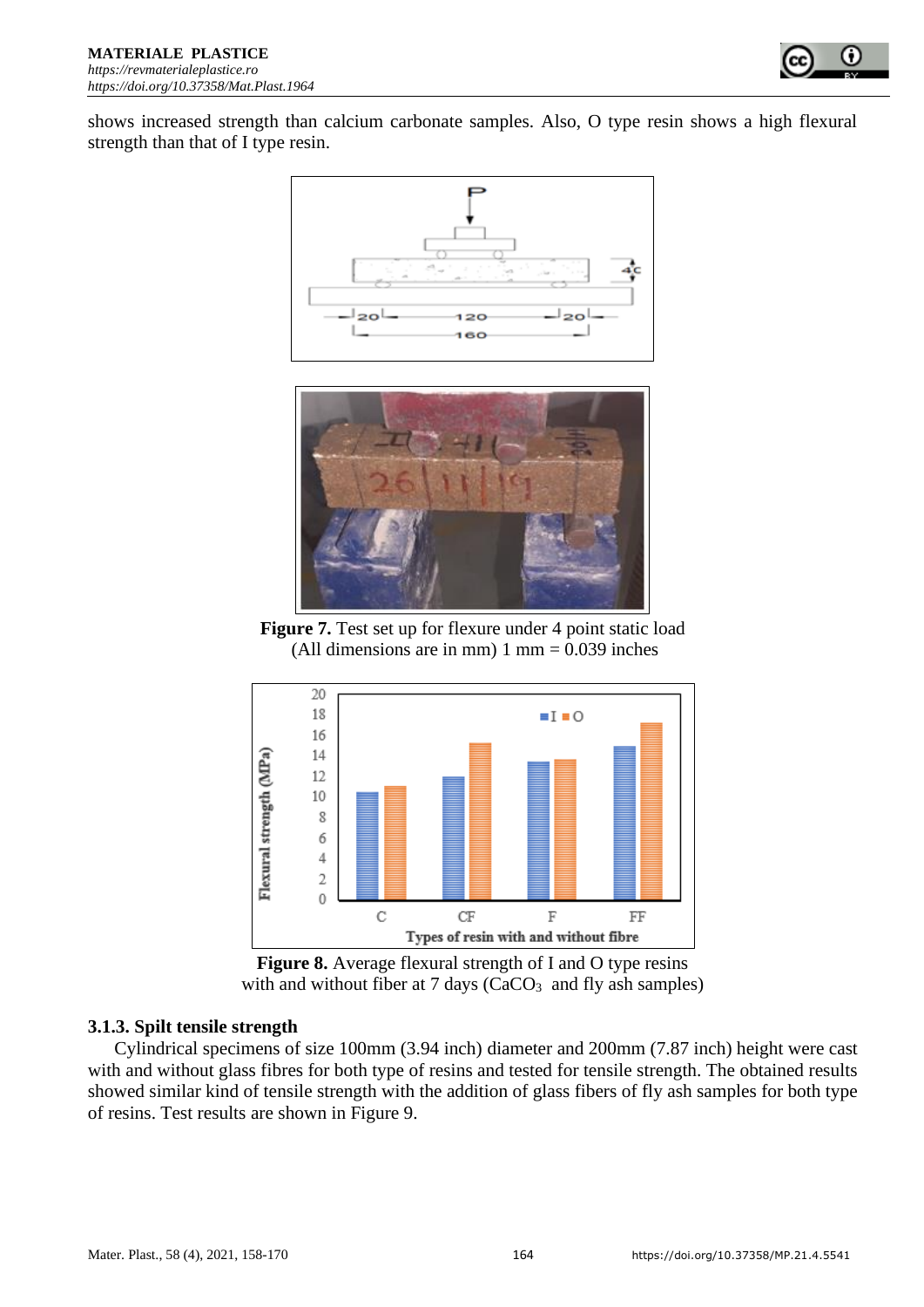shows increased strength than calcium carbonate samples. Also, O type resin shows a high flexural strength than that of I type resin.

**Figure 7.** Test set up for flexure under 4 point static load (All dimensions are in mm) 1 mm = 0.039 inches

**Figure 8.** Average flexural strength of I and O type resins with and without fiber at 7 days ($CaCO_3$ and fly ash samples)

### 3.1.3. Spilt tensile strength

Cylindrical specimens of size 100mm (3.94 inch) diameter and 200mm (7.87 inch) height were cast with and without glass fibres for both type of resins and tested for tensile strength. The obtained results showed similar kind of tensile strength with the addition of glass fibers of fly ash samples for both type of resins. Test results are shown in Figure 9.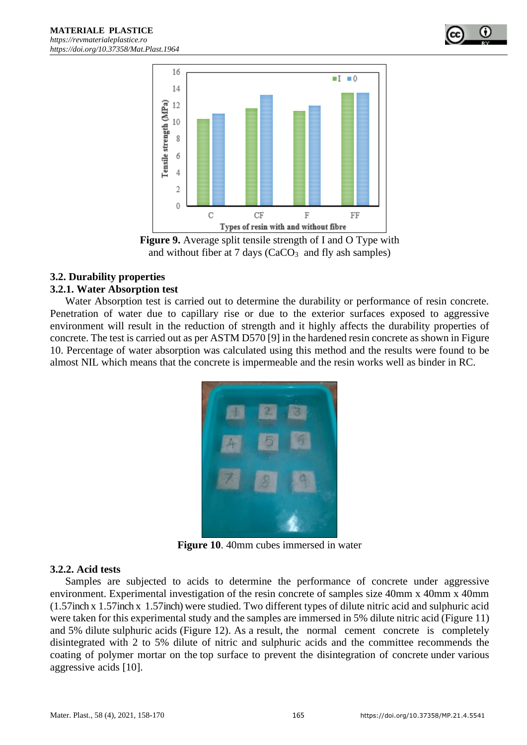**Figure 9.** Average split tensile strength of I and O Type with and without fiber at 7 days ($CaCO_3$ and fly ash samples)

### 3.2. Durability properties

#### 3.2.1. Water Absorption test

Water Absorption test is carried out to determine the durability or performance of resin concrete. Penetration of water due to capillary rise or due to the exterior surfaces exposed to aggressive environment will result in the reduction of strength and it highly affects the durability properties of concrete. The test is carried out as per ASTM D570 [9] in the hardened resin concrete as shown in Figure 10. Percentage of water absorption was calculated using this method and the results were found to be almost NIL which means that the concrete is impermeable and the resin works well as binder in RC.

**Figure 10**. 40mm cubes immersed in water

#### 3.2.2. Acid tests

Samples are subjected to acids to determine the performance of concrete under aggressive environment. Experimental investigation of the resin concrete of samples size 40mm x 40mm x 40mm (1.57inch x 1.57inch x 1.57inch) were studied. Two different types of dilute nitric acid and sulphuric acid were taken for this experimental study and the samples are immersed in 5% dilute nitric acid (Figure 11) and 5% dilute sulphuric acids (Figure 12). As a result, the normal cement concrete is completely disintegrated with 2 to 5% dilute of nitric and sulphuric acids and the committee recommends the coating of polymer mortar on the top surface to prevent the disintegration of concrete under various aggressive acids [10].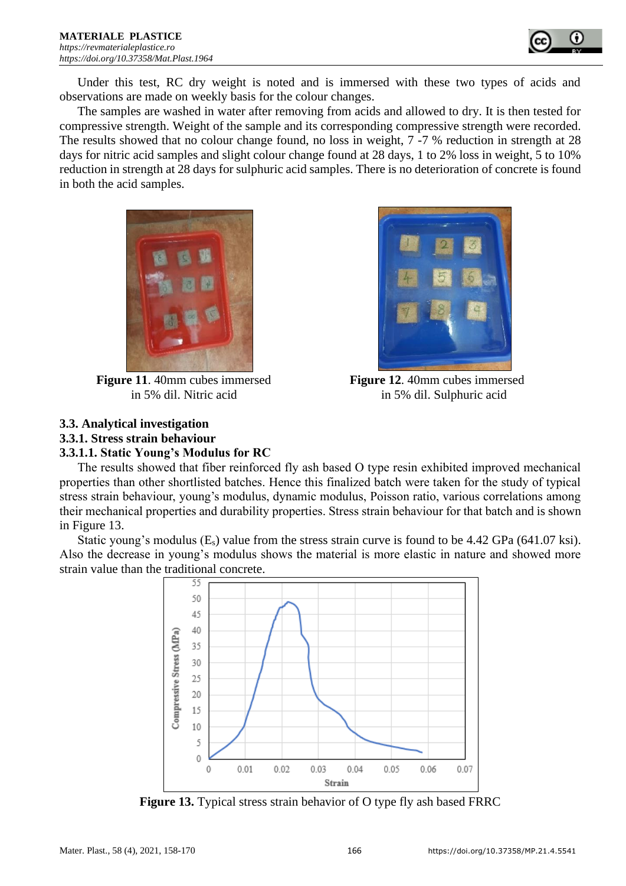Under this test, RC dry weight is noted and is immersed with these two types of acids and observations are made on weekly basis for the colour changes.

The samples are washed in water after removing from acids and allowed to dry. It is then tested for compressive strength. Weight of the sample and its corresponding compressive strength were recorded. The results showed that no colour change found, no loss in weight, 7 -7 % reduction in strength at 28 days for nitric acid samples and slight colour change found at 28 days, 1 to 2% loss in weight, 5 to 10% reduction in strength at 28 days for sulphuric acid samples. There is no deterioration of concrete is found in both the acid samples.

**Figure 11**. 40mm cubes immersed in 5% dil. Nitric acid

**Figure 12**. 40mm cubes immersed in 5% dil. Sulphuric acid

### 3.3. Analytical investigation

#### 3.3.1. Stress strain behaviour

##### 3.3.1.1. Static Young's Modulus for RC

The results showed that fiber reinforced fly ash based O type resin exhibited improved mechanical properties than other shortlisted batches. Hence this finalized batch were taken for the study of typical stress strain behaviour, young's modulus, dynamic modulus, Poisson ratio, various correlations among their mechanical properties and durability properties. Stress strain behaviour for that batch and is shown in Figure 13.

Static young's modulus ($E_s$) value from the stress strain curve is found to be 4.42 GPa (641.07 ksi). Also the decrease in young's modulus shows the material is more elastic in nature and showed more strain value than the traditional concrete.

**Figure 13.** Typical stress strain behavior of O type fly ash based FRRC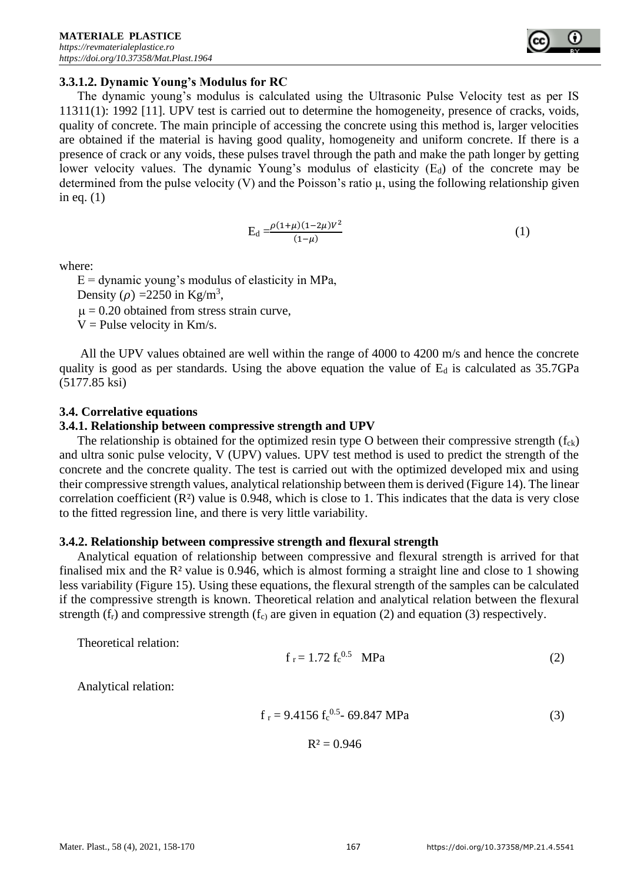#### 3.3.1.2. Dynamic Young's Modulus for RC

The dynamic young's modulus is calculated using the Ultrasonic Pulse Velocity test as per IS 11311(1): 1992 [11]. UPV test is carried out to determine the homogeneity, presence of cracks, voids, quality of concrete. The main principle of accessing the concrete using this method is, larger velocities are obtained if the material is having good quality, homogeneity and uniform concrete. If there is a presence of crack or any voids, these pulses travel through the path and make the path longer by getting lower velocity values. The dynamic Young's modulus of elasticity ($E_d$) of the concrete may be determined from the pulse velocity (V) and the Poisson's ratio μ, using the following relationship given in eq. (1)

$$E_d = \frac{\rho(1+\mu)(1-2\mu)V^2}{(1-\mu)} \tag{1}$$

where:

E = dynamic young's modulus of elasticity in MPa,
Density ($\rho$) =2250 in Kg/m$^3$,
μ = 0.20 obtained from stress strain curve,
V = Pulse velocity in Km/s.

All the UPV values obtained are well within the range of 4000 to 4200 m/s and hence the concrete quality is good as per standards. Using the above equation the value of $E_d$ is calculated as 35.7GPa (5177.85 ksi)

### 3.4. Correlative equations

#### 3.4.1. Relationship between compressive strength and UPV

The relationship is obtained for the optimized resin type O between their compressive strength ($f_{ck}$) and ultra sonic pulse velocity, V (UPV) values. UPV test method is used to predict the strength of the concrete and the concrete quality. The test is carried out with the optimized developed mix and using their compressive strength values, analytical relationship between them is derived (Figure 14). The linear correlation coefficient ($R^2$) value is 0.948, which is close to 1. This indicates that the data is very close to the fitted regression line, and there is very little variability.

#### 3.4.2. Relationship between compressive strength and flexural strength

Analytical equation of relationship between compressive and flexural strength is arrived for that finalised mix and the $R^2$ value is 0.946, which is almost forming a straight line and close to 1 showing less variability (Figure 15). Using these equations, the flexural strength of the samples can be calculated if the compressive strength is known. Theoretical relation and analytical relation between the flexural strength ($f_r$) and compressive strength ($f_c$) are given in equation (2) and equation (3) respectively.

Theoretical relation:

$$f_r = 1.72\ f_c^{0.5}\ \text{MPa} \tag{2}$$

Analytical relation:

$$f_r = 9.4156\ f_c^{0.5} - 69.847\ \text{MPa} \tag{3}$$

$$R^2 = 0.946$$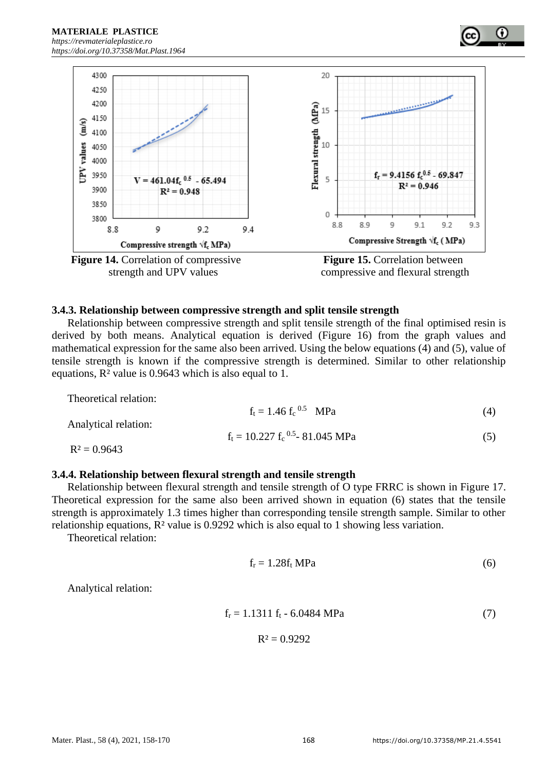**Figure 14.** Correlation of compressive strength and UPV values

**Figure 15.** Correlation between compressive and flexural strength

### 3.4.3. Relationship between compressive strength and split tensile strength

Relationship between compressive strength and split tensile strength of the final optimised resin is derived by both means. Analytical equation is derived (Figure 16) from the graph values and mathematical expression for the same also been arrived. Using the below equations (4) and (5), value of tensile strength is known if the compressive strength is determined. Similar to other relationship equations, $R^2$ value is 0.9643 which is also equal to 1.

Theoretical relation:

$$f_t = 1.46\ f_c^{\ 0.5}\ \text{MPa} \tag{4}$$

Analytical relation:

$$f_t = 10.227\ f_c^{\ 0.5} - 81.045\ \text{MPa} \tag{5}$$

$R^2 = 0.9643$

### 3.4.4. Relationship between flexural strength and tensile strength

Relationship between flexural strength and tensile strength of O type FRRC is shown in Figure 17. Theoretical expression for the same also been arrived shown in equation (6) states that the tensile strength is approximately 1.3 times higher than corresponding tensile strength sample. Similar to other relationship equations, $R^2$ value is 0.9292 which is also equal to 1 showing less variation.

Theoretical relation:

$$f_r = 1.28 f_t\ \text{MPa} \tag{6}$$

Analytical relation:

$$f_r = 1.1311\ f_t - 6.0484\ \text{MPa} \tag{7}$$

$$R^2 = 0.9292$$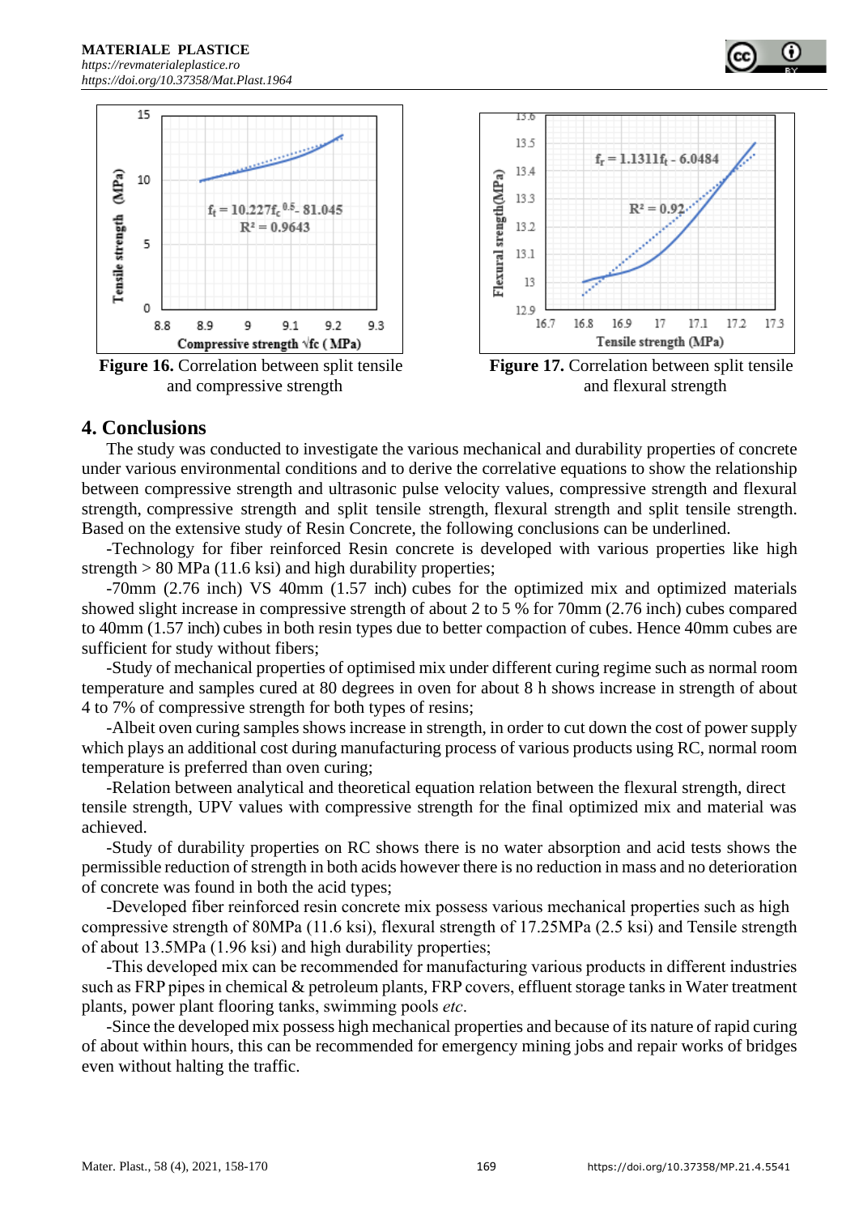**Figure 16.** Correlation between split tensile and compressive strength

**Figure 17.** Correlation between split tensile and flexural strength

## 4. Conclusions

The study was conducted to investigate the various mechanical and durability properties of concrete under various environmental conditions and to derive the correlative equations to show the relationship between compressive strength and ultrasonic pulse velocity values, compressive strength and flexural strength, compressive strength and split tensile strength, flexural strength and split tensile strength. Based on the extensive study of Resin Concrete, the following conclusions can be underlined.

-Technology for fiber reinforced Resin concrete is developed with various properties like high strength > 80 MPa (11.6 ksi) and high durability properties;

-70mm (2.76 inch) VS 40mm (1.57 inch) cubes for the optimized mix and optimized materials showed slight increase in compressive strength of about 2 to 5 % for 70mm (2.76 inch) cubes compared to 40mm (1.57 inch) cubes in both resin types due to better compaction of cubes. Hence 40mm cubes are sufficient for study without fibers;

-Study of mechanical properties of optimised mix under different curing regime such as normal room temperature and samples cured at 80 degrees in oven for about 8 h shows increase in strength of about 4 to 7% of compressive strength for both types of resins;

-Albeit oven curing samples shows increase in strength, in order to cut down the cost of power supply which plays an additional cost during manufacturing process of various products using RC, normal room temperature is preferred than oven curing;

-Relation between analytical and theoretical equation relation between the flexural strength, direct tensile strength, UPV values with compressive strength for the final optimized mix and material was achieved.

-Study of durability properties on RC shows there is no water absorption and acid tests shows the permissible reduction of strength in both acids however there is no reduction in mass and no deterioration of concrete was found in both the acid types;

-Developed fiber reinforced resin concrete mix possess various mechanical properties such as high compressive strength of 80MPa (11.6 ksi), flexural strength of 17.25MPa (2.5 ksi) and Tensile strength of about 13.5MPa (1.96 ksi) and high durability properties;

-This developed mix can be recommended for manufacturing various products in different industries such as FRP pipes in chemical & petroleum plants, FRP covers, effluent storage tanks in Water treatment plants, power plant flooring tanks, swimming pools *etc*.

-Since the developed mix possess high mechanical properties and because of its nature of rapid curing of about within hours, this can be recommended for emergency mining jobs and repair works of bridges even without halting the traffic.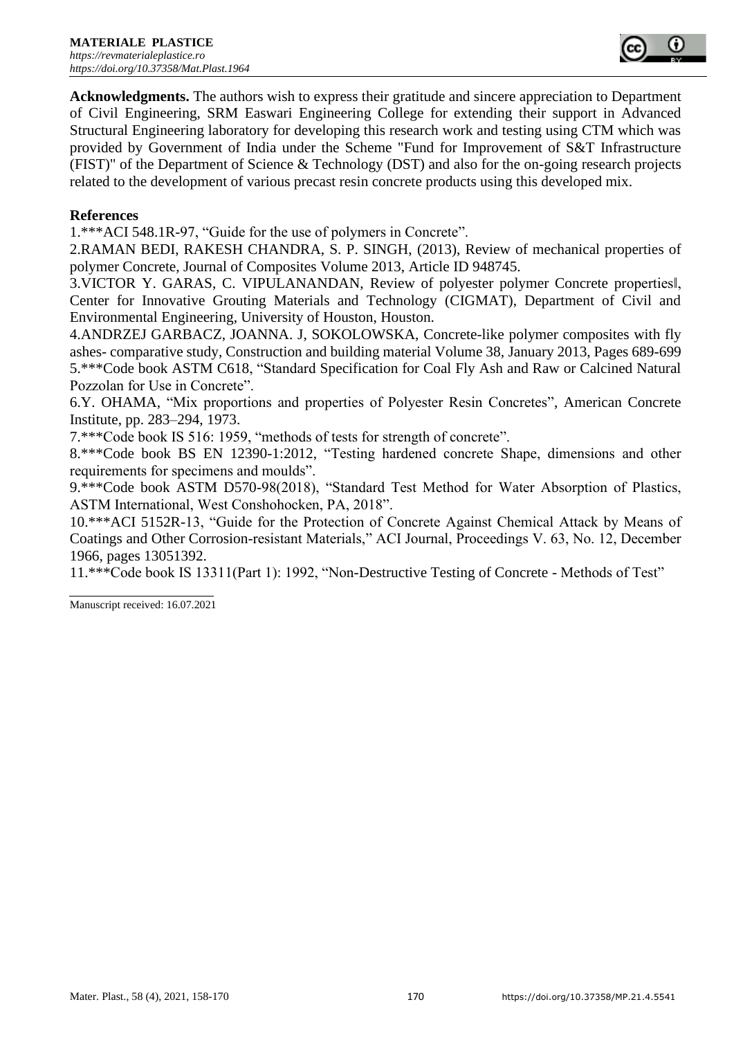**Acknowledgments.** The authors wish to express their gratitude and sincere appreciation to Department of Civil Engineering, SRM Easwari Engineering College for extending their support in Advanced Structural Engineering laboratory for developing this research work and testing using CTM which was provided by Government of India under the Scheme "Fund for Improvement of S&T Infrastructure (FIST)" of the Department of Science & Technology (DST) and also for the on-going research projects related to the development of various precast resin concrete products using this developed mix.

**References**

1.***ACI 548.1R-97, "Guide for the use of polymers in Concrete".

2.RAMAN BEDI, RAKESH CHANDRA, S. P. SINGH, (2013), Review of mechanical properties of polymer Concrete, Journal of Composites Volume 2013, Article ID 948745.

3.VICTOR Y. GARAS, C. VIPULANANDAN, Review of polyester polymer Concrete properties‖, Center for Innovative Grouting Materials and Technology (CIGMAT), Department of Civil and Environmental Engineering, University of Houston, Houston.

4.ANDRZEJ GARBACZ, JOANNA. J, SOKOLOWSKA, Concrete-like polymer composites with fly ashes- comparative study, Construction and building material Volume 38, January 2013, Pages 689-699

5.***Code book ASTM C618, "Standard Specification for Coal Fly Ash and Raw or Calcined Natural Pozzolan for Use in Concrete".

6.Y. OHAMA, "Mix proportions and properties of Polyester Resin Concretes", American Concrete Institute, pp. 283–294, 1973.

7.***Code book IS 516: 1959, "methods of tests for strength of concrete".

8.***Code book BS EN 12390-1:2012, "Testing hardened concrete Shape, dimensions and other requirements for specimens and moulds".

9.***Code book ASTM D570-98(2018), "Standard Test Method for Water Absorption of Plastics, ASTM International, West Conshohocken, PA, 2018".

10.***ACI 5152R-13, "Guide for the Protection of Concrete Against Chemical Attack by Means of Coatings and Other Corrosion-resistant Materials," ACI Journal, Proceedings V. 63, No. 12, December 1966, pages 13051392.

11.***Code book IS 13311(Part 1): 1992, "Non-Destructive Testing of Concrete - Methods of Test"

Manuscript received: 16.07.2021